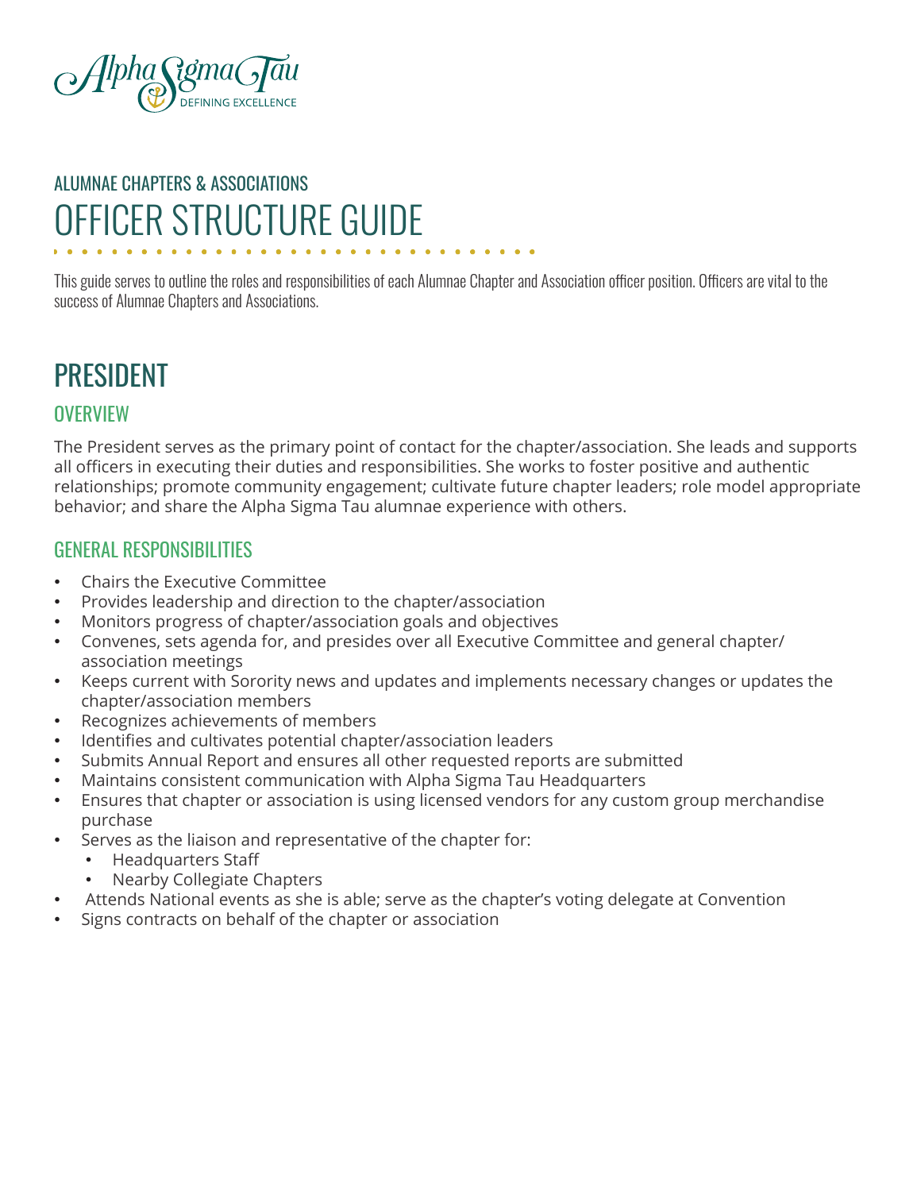Alpha Sigma Tau
DEFINING EXCELLENCE

## ALUMNAE CHAPTERS & ASSOCIATIONS

# OFFICER STRUCTURE GUIDE

This guide serves to outline the roles and responsibilities of each Alumnae Chapter and Association officer position. Officers are vital to the success of Alumnae Chapters and Associations.

## PRESIDENT

### OVERVIEW

The President serves as the primary point of contact for the chapter/association. She leads and supports all officers in executing their duties and responsibilities. She works to foster positive and authentic relationships; promote community engagement; cultivate future chapter leaders; role model appropriate behavior; and share the Alpha Sigma Tau alumnae experience with others.

### GENERAL RESPONSIBILITIES

- Chairs the Executive Committee
- Provides leadership and direction to the chapter/association
- Monitors progress of chapter/association goals and objectives
- Convenes, sets agenda for, and presides over all Executive Committee and general chapter/ association meetings
- Keeps current with Sorority news and updates and implements necessary changes or updates the chapter/association members
- Recognizes achievements of members
- Identifies and cultivates potential chapter/association leaders
- Submits Annual Report and ensures all other requested reports are submitted
- Maintains consistent communication with Alpha Sigma Tau Headquarters
- Ensures that chapter or association is using licensed vendors for any custom group merchandise purchase
- Serves as the liaison and representative of the chapter for:
  - Headquarters Staff
  - Nearby Collegiate Chapters
- Attends National events as she is able; serve as the chapter's voting delegate at Convention
- Signs contracts on behalf of the chapter or association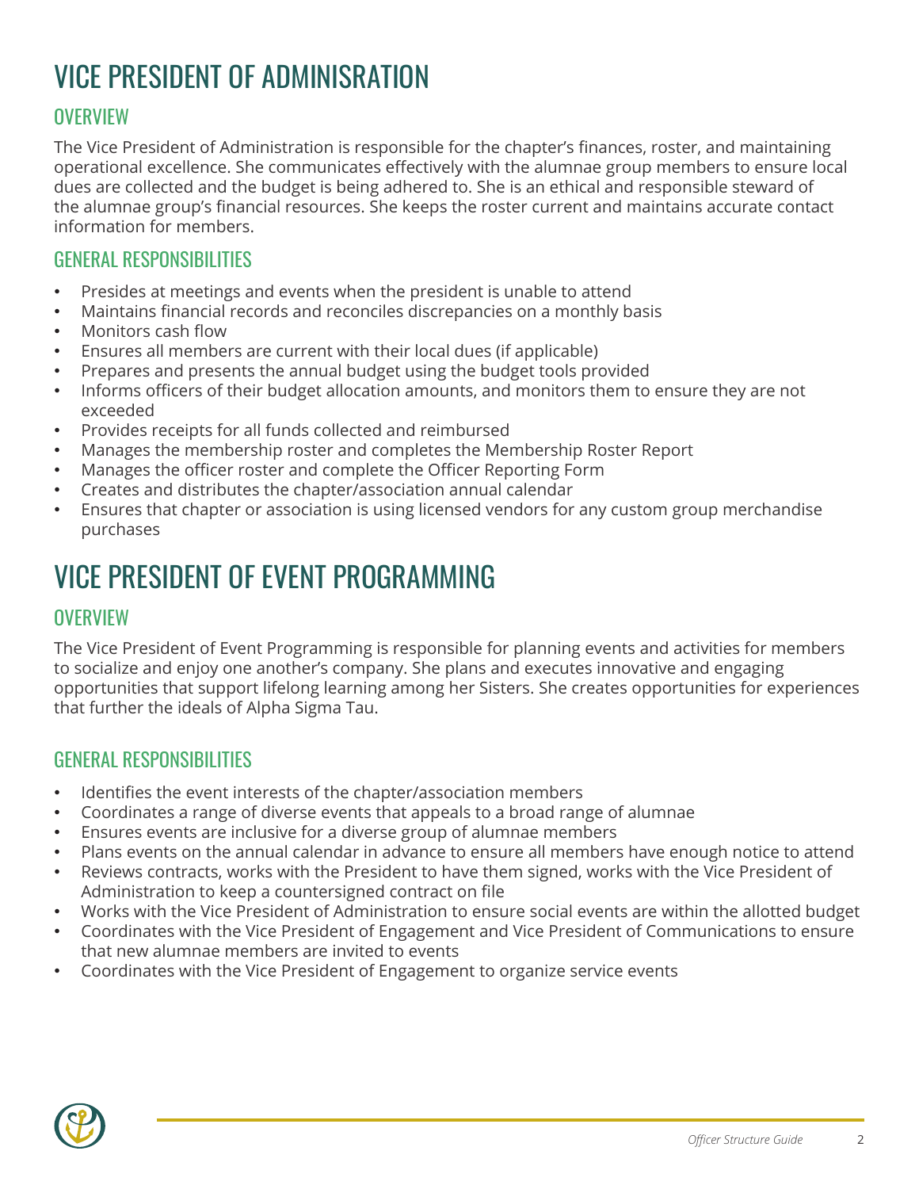# VICE PRESIDENT OF ADMINISRATION

## OVERVIEW

The Vice President of Administration is responsible for the chapter's finances, roster, and maintaining operational excellence. She communicates effectively with the alumnae group members to ensure local dues are collected and the budget is being adhered to. She is an ethical and responsible steward of the alumnae group's financial resources. She keeps the roster current and maintains accurate contact information for members.

## GENERAL RESPONSIBILITIES

- Presides at meetings and events when the president is unable to attend
- Maintains financial records and reconciles discrepancies on a monthly basis
- Monitors cash flow
- Ensures all members are current with their local dues (if applicable)
- Prepares and presents the annual budget using the budget tools provided
- Informs officers of their budget allocation amounts, and monitors them to ensure they are not exceeded
- Provides receipts for all funds collected and reimbursed
- Manages the membership roster and completes the Membership Roster Report
- Manages the officer roster and complete the Officer Reporting Form
- Creates and distributes the chapter/association annual calendar
- Ensures that chapter or association is using licensed vendors for any custom group merchandise purchases

# VICE PRESIDENT OF EVENT PROGRAMMING

## OVERVIEW

The Vice President of Event Programming is responsible for planning events and activities for members to socialize and enjoy one another's company. She plans and executes innovative and engaging opportunities that support lifelong learning among her Sisters. She creates opportunities for experiences that further the ideals of Alpha Sigma Tau.

## GENERAL RESPONSIBILITIES

- Identifies the event interests of the chapter/association members
- Coordinates a range of diverse events that appeals to a broad range of alumnae
- Ensures events are inclusive for a diverse group of alumnae members
- Plans events on the annual calendar in advance to ensure all members have enough notice to attend
- Reviews contracts, works with the President to have them signed, works with the Vice President of Administration to keep a countersigned contract on file
- Works with the Vice President of Administration to ensure social events are within the allotted budget
- Coordinates with the Vice President of Engagement and Vice President of Communications to ensure that new alumnae members are invited to events
- Coordinates with the Vice President of Engagement to organize service events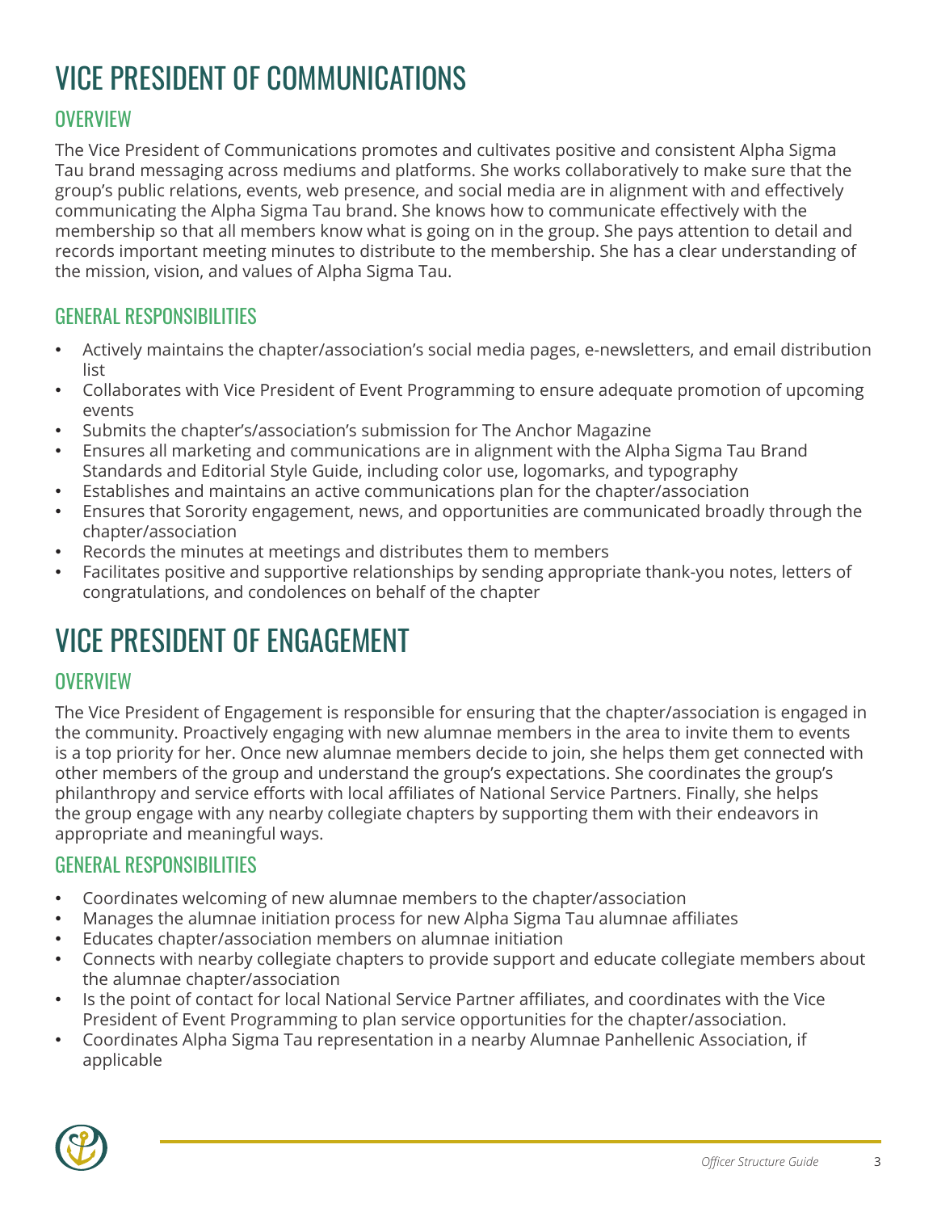# VICE PRESIDENT OF COMMUNICATIONS

## OVERVIEW

The Vice President of Communications promotes and cultivates positive and consistent Alpha Sigma Tau brand messaging across mediums and platforms. She works collaboratively to make sure that the group's public relations, events, web presence, and social media are in alignment with and effectively communicating the Alpha Sigma Tau brand. She knows how to communicate effectively with the membership so that all members know what is going on in the group. She pays attention to detail and records important meeting minutes to distribute to the membership. She has a clear understanding of the mission, vision, and values of Alpha Sigma Tau.

## GENERAL RESPONSIBILITIES

- Actively maintains the chapter/association's social media pages, e-newsletters, and email distribution list
- Collaborates with Vice President of Event Programming to ensure adequate promotion of upcoming events
- Submits the chapter's/association's submission for The Anchor Magazine
- Ensures all marketing and communications are in alignment with the Alpha Sigma Tau Brand Standards and Editorial Style Guide, including color use, logomarks, and typography
- Establishes and maintains an active communications plan for the chapter/association
- Ensures that Sorority engagement, news, and opportunities are communicated broadly through the chapter/association
- Records the minutes at meetings and distributes them to members
- Facilitates positive and supportive relationships by sending appropriate thank-you notes, letters of congratulations, and condolences on behalf of the chapter

# VICE PRESIDENT OF ENGAGEMENT

## OVERVIEW

The Vice President of Engagement is responsible for ensuring that the chapter/association is engaged in the community. Proactively engaging with new alumnae members in the area to invite them to events is a top priority for her. Once new alumnae members decide to join, she helps them get connected with other members of the group and understand the group's expectations. She coordinates the group's philanthropy and service efforts with local affiliates of National Service Partners. Finally, she helps the group engage with any nearby collegiate chapters by supporting them with their endeavors in appropriate and meaningful ways.

## GENERAL RESPONSIBILITIES

- Coordinates welcoming of new alumnae members to the chapter/association
- Manages the alumnae initiation process for new Alpha Sigma Tau alumnae affiliates
- Educates chapter/association members on alumnae initiation
- Connects with nearby collegiate chapters to provide support and educate collegiate members about the alumnae chapter/association
- Is the point of contact for local National Service Partner affiliates, and coordinates with the Vice President of Event Programming to plan service opportunities for the chapter/association.
- Coordinates Alpha Sigma Tau representation in a nearby Alumnae Panhellenic Association, if applicable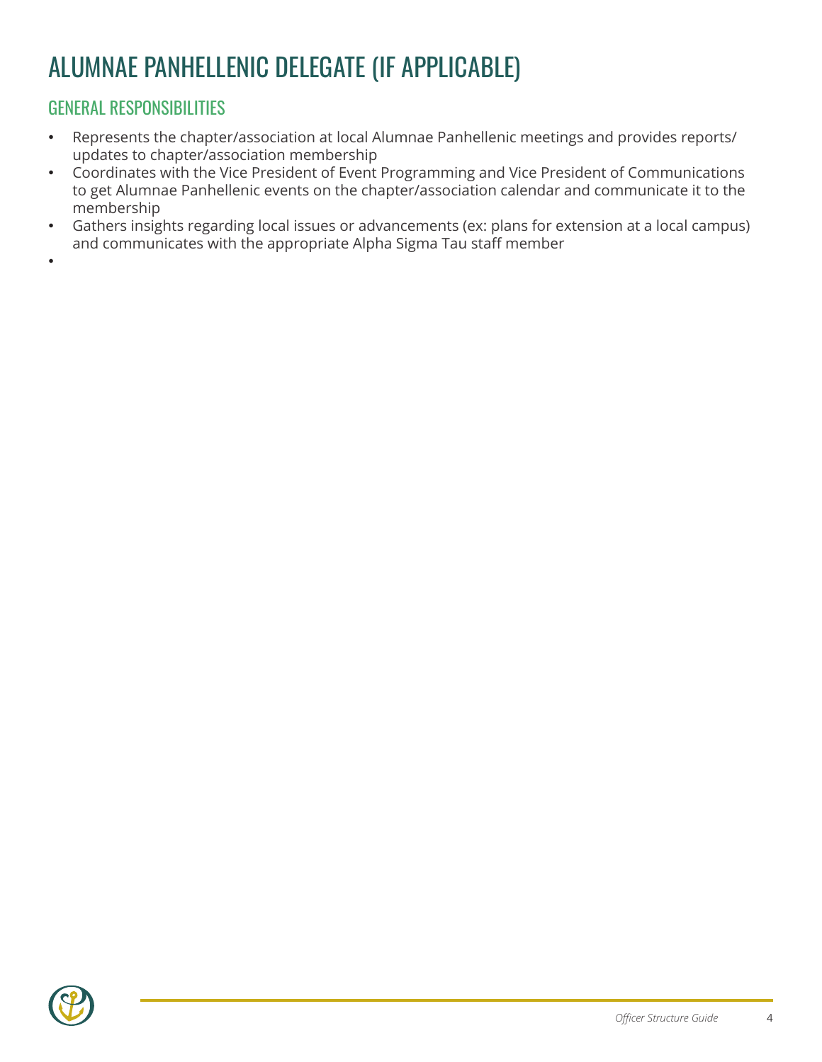# ALUMNAE PANHELLENIC DELEGATE (IF APPLICABLE)

## GENERAL RESPONSIBILITIES

- Represents the chapter/association at local Alumnae Panhellenic meetings and provides reports/ updates to chapter/association membership
- Coordinates with the Vice President of Event Programming and Vice President of Communications to get Alumnae Panhellenic events on the chapter/association calendar and communicate it to the membership
- Gathers insights regarding local issues or advancements (ex: plans for extension at a local campus) and communicates with the appropriate Alpha Sigma Tau staff member
-